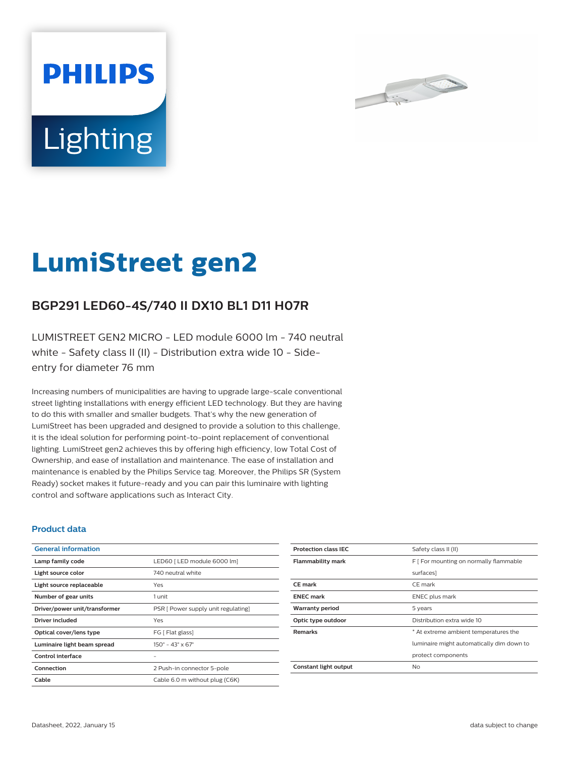PHILIPS

Lighting

# LumiStreet gen2

## BGP291 LED60-4S/740 II DX10 BL1 D11 H07R

LUMISTREET GEN2 MICRO - LED module 6000 lm - 740 neutral white - Safety class II (II) - Distribution extra wide 10 - Side-entry for diameter 76 mm

Increasing numbers of municipalities are having to upgrade large-scale conventional street lighting installations with energy efficient LED technology. But they are having to do this with smaller and smaller budgets. That's why the new generation of LumiStreet has been upgraded and designed to provide a solution to this challenge, it is the ideal solution for performing point-to-point replacement of conventional lighting. LumiStreet gen2 achieves this by offering high efficiency, low Total Cost of Ownership, and ease of installation and maintenance. The ease of installation and maintenance is enabled by the Philips Service tag. Moreover, the Philips SR (System Ready) socket makes it future-ready and you can pair this luminaire with lighting control and software applications such as Interact City.

### Product data

| General information | |
|---|---|
| **Lamp family code** | LED60 [ LED module 6000 lm] |
| **Light source color** | 740 neutral white |
| **Light source replaceable** | Yes |
| **Number of gear units** | 1 unit |
| **Driver/power unit/transformer** | PSR [ Power supply unit regulating] |
| **Driver included** | Yes |
| **Optical cover/lens type** | FG [ Flat glass] |
| **Luminaire light beam spread** | 150° - 43° x 67° |
| **Control interface** | - |
| **Connection** | 2 Push-in connector 5-pole |
| **Cable** | Cable 6.0 m without plug (C6K) |
| **Protection class IEC** | Safety class II (II) |
| **Flammability mark** | F [ For mounting on normally flammable surfaces] |
| **CE mark** | CE mark |
| **ENEC mark** | ENEC plus mark |
| **Warranty period** | 5 years |
| **Optic type outdoor** | Distribution extra wide 10 |
| **Remarks** | * At extreme ambient temperatures the luminaire might automatically dim down to protect components |
| **Constant light output** | No |

Datasheet, 2022, January 15 data subject to change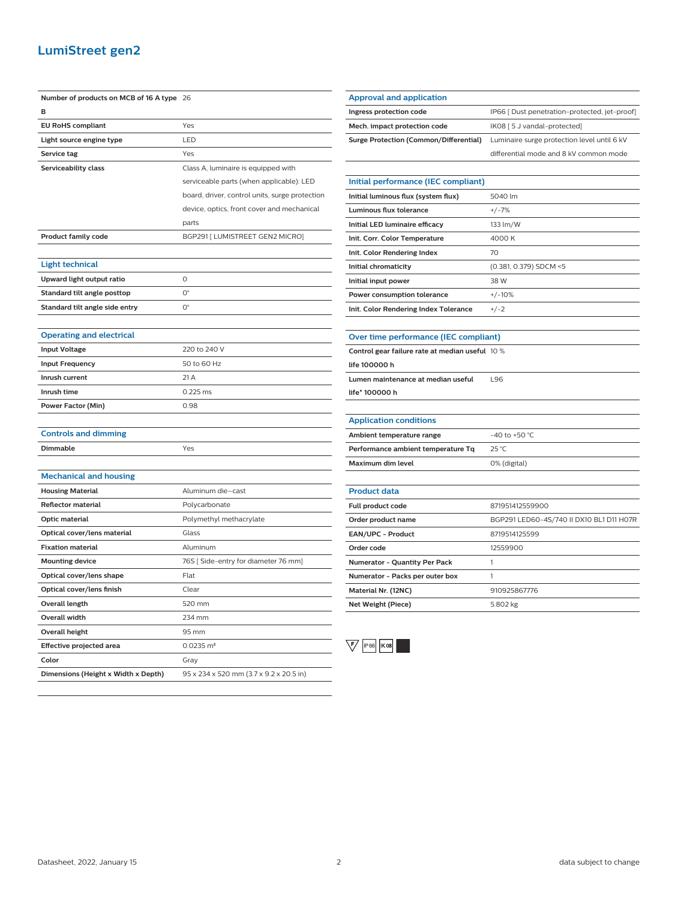# LumiStreet gen2

| | |
|---|---|
| Number of products on MCB of 16 A type B | 26 |
| EU RoHS compliant | Yes |
| Light source engine type | LED |
| Service tag | Yes |
| Serviceability class | Class A, luminaire is equipped with serviceable parts (when applicable): LED board, driver, control units, surge protection device, optics, front cover and mechanical parts |
| Product family code | BGP291 [ LUMISTREET GEN2 MICRO] |

## Light technical

| | |
|---|---|
| Upward light output ratio | 0 |
| Standard tilt angle posttop | 0° |
| Standard tilt angle side entry | 0° |

## Operating and electrical

| | |
|---|---|
| Input Voltage | 220 to 240 V |
| Input Frequency | 50 to 60 Hz |
| Inrush current | 21 A |
| Inrush time | 0.225 ms |
| Power Factor (Min) | 0.98 |

## Controls and dimming

| | |
|---|---|
| Dimmable | Yes |

## Mechanical and housing

| | |
|---|---|
| Housing Material | Aluminum die-cast |
| Reflector material | Polycarbonate |
| Optic material | Polymethyl methacrylate |
| Optical cover/lens material | Glass |
| Fixation material | Aluminum |
| Mounting device | 76S [ Side-entry for diameter 76 mm] |
| Optical cover/lens shape | Flat |
| Optical cover/lens finish | Clear |
| Overall length | 520 mm |
| Overall width | 234 mm |
| Overall height | 95 mm |
| Effective projected area | 0.0235 m² |
| Color | Gray |
| Dimensions (Height x Width x Depth) | 95 x 234 x 520 mm (3.7 x 9.2 x 20.5 in) |

## Approval and application

| | |
|---|---|
| Ingress protection code | IP66 [ Dust penetration-protected, jet-proof] |
| Mech. impact protection code | IK08 [ 5 J vandal-protected] |
| Surge Protection (Common/Differential) | Luminaire surge protection level until 6 kV differential mode and 8 kV common mode |

## Initial performance (IEC compliant)

| | |
|---|---|
| Initial luminous flux (system flux) | 5040 lm |
| Luminous flux tolerance | +/-7% |
| Initial LED luminaire efficacy | 133 lm/W |
| Init. Corr. Color Temperature | 4000 K |
| Init. Color Rendering Index | 70 |
| Initial chromaticity | (0.381, 0.379) SDCM <5 |
| Initial input power | 38 W |
| Power consumption tolerance | +/-10% |
| Init. Color Rendering Index Tolerance | +/-2 |

## Over time performance (IEC compliant)

| | |
|---|---|
| Control gear failure rate at median useful life 100000 h | 10 % |
| Lumen maintenance at median useful life* 100000 h | L96 |

## Application conditions

| | |
|---|---|
| Ambient temperature range | -40 to +50 °C |
| Performance ambient temperature Tq | 25 °C |
| Maximum dim level | 0% (digital) |

## Product data

| | |
|---|---|
| Full product code | 871951412559900 |
| Order product name | BGP291 LED60-4S/740 II DX10 BL1 D11 H07R |
| EAN/UPC - Product | 8719514125599 |
| Order code | 12559900 |
| Numerator - Quantity Per Pack | 1 |
| Numerator - Packs per outer box | 1 |
| Material Nr. (12NC) | 910925867776 |
| Net Weight (Piece) | 5.802 kg |

F IP66 IK08

Datasheet, 2022, January 15 — data subject to change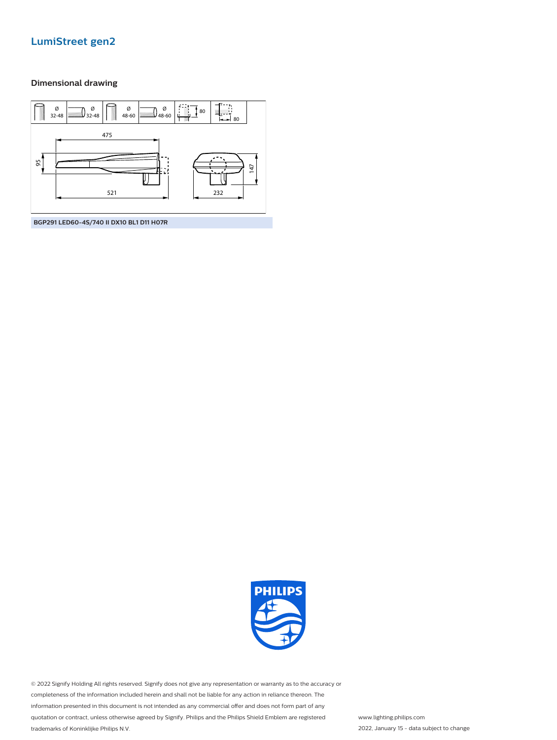## LumiStreet gen2

### Dimensional drawing

Ø 32-48
Ø 32-48
Ø 48-60
Ø 48-60
80
80

475
95
521
232
147

**BGP291 LED60-4S/740 II DX10 BL1 D11 H07R**

© 2022 Signify Holding All rights reserved. Signify does not give any representation or warranty as to the accuracy or completeness of the information included herein and shall not be liable for any action in reliance thereon. The information presented in this document is not intended as any commercial offer and does not form part of any quotation or contract, unless otherwise agreed by Signify. Philips and the Philips Shield Emblem are registered trademarks of Koninklijke Philips N.V.

www.lighting.philips.com
2022, January 15 - data subject to change